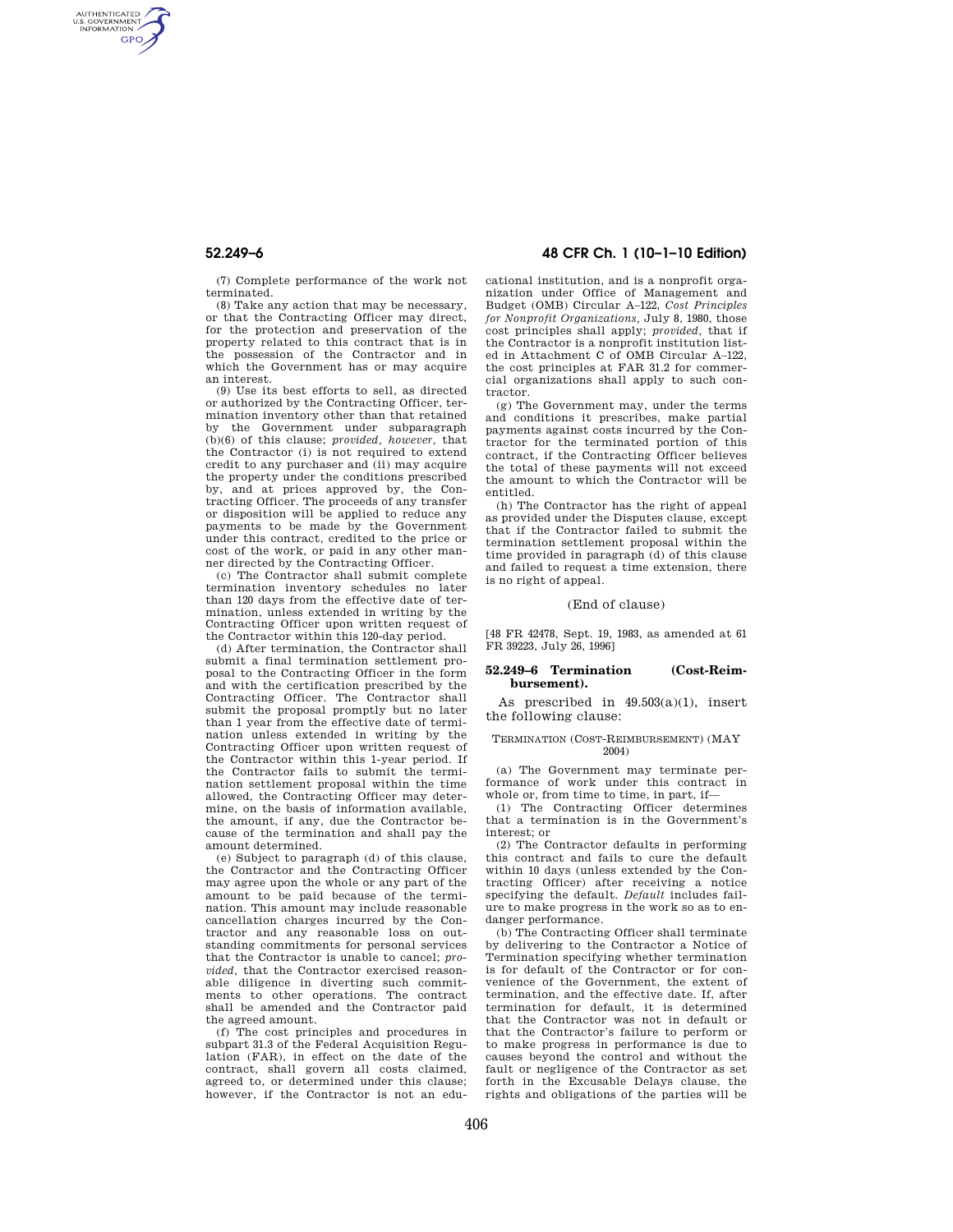(7) Complete performance of the work not terminated.

(8) Take any action that may be necessary, or that the Contracting Officer may direct, for the protection and preservation of the property related to this contract that is in the possession of the Contractor and in which the Government has or may acquire an interest.

(9) Use its best efforts to sell, as directed or authorized by the Contracting Officer, termination inventory other than that retained by the Government under subparagraph (b)(6) of this clause; *provided, however*, that the Contractor (i) is not required to extend credit to any purchaser and (ii) may acquire the property under the conditions prescribed by, and at prices approved by, the Contracting Officer. The proceeds of any transfer or disposition will be applied to reduce any payments to be made by the Government under this contract, credited to the price or cost of the work, or paid in any other manner directed by the Contracting Officer.

(c) The Contractor shall submit complete termination inventory schedules no later than 120 days from the effective date of termination, unless extended in writing by the Contracting Officer upon written request of the Contractor within this 120-day period.

(d) After termination, the Contractor shall submit a final termination settlement proposal to the Contracting Officer in the form and with the certification prescribed by the Contracting Officer. The Contractor shall submit the proposal promptly but no later than 1 year from the effective date of termination unless extended in writing by the Contracting Officer upon written request of the Contractor within this 1-year period. If the Contractor fails to submit the termination settlement proposal within the time allowed, the Contracting Officer may determine, on the basis of information available, the amount, if any, due the Contractor because of the termination and shall pay the amount determined.

(e) Subject to paragraph (d) of this clause, the Contractor and the Contracting Officer may agree upon the whole or any part of the amount to be paid because of the termination. This amount may include reasonable cancellation charges incurred by the Contractor and any reasonable loss on outstanding commitments for personal services that the Contractor is unable to cancel; *provided*, that the Contractor exercised reasonable diligence in diverting such commitments to other operations. The contract shall be amended and the Contractor paid the agreed amount.

(f) The cost principles and procedures in subpart 31.3 of the Federal Acquisition Regulation (FAR), in effect on the date of the contract, shall govern all costs claimed, agreed to, or determined under this clause; however, if the Contractor is not an educational institution, and is a nonprofit organization under Office of Management and Budget (OMB) Circular A–122, *Cost Principles for Nonprofit Organizations*, July 8, 1980, those cost principles shall apply; *provided*, that if the Contractor is a nonprofit institution listed in Attachment C of OMB Circular A–122, the cost principles at FAR 31.2 for commercial organizations shall apply to such contractor.

(g) The Government may, under the terms and conditions it prescribes, make partial payments against costs incurred by the Contractor for the terminated portion of this contract, if the Contracting Officer believes the total of these payments will not exceed the amount to which the Contractor will be entitled.

(h) The Contractor has the right of appeal as provided under the Disputes clause, except that if the Contractor failed to submit the termination settlement proposal within the time provided in paragraph (d) of this clause and failed to request a time extension, there is no right of appeal.

(End of clause)

[48 FR 42478, Sept. 19, 1983, as amended at 61 FR 39223, July 26, 1996]

## 52.249–6 Termination (Cost-Reimbursement).

As prescribed in 49.503(a)(1), insert the following clause:

TERMINATION (COST-REIMBURSEMENT) (MAY 2004)

(a) The Government may terminate performance of work under this contract in whole or, from time to time, in part, if—

(1) The Contracting Officer determines that a termination is in the Government's interest; or

(2) The Contractor defaults in performing this contract and fails to cure the default within 10 days (unless extended by the Contracting Officer) after receiving a notice specifying the default. *Default* includes failure to make progress in the work so as to endanger performance.

(b) The Contracting Officer shall terminate by delivering to the Contractor a Notice of Termination specifying whether termination is for default of the Contractor or for convenience of the Government, the extent of termination, and the effective date. If, after termination for default, it is determined that the Contractor was not in default or that the Contractor's failure to perform or to make progress in performance is due to causes beyond the control and without the fault or negligence of the Contractor as set forth in the Excusable Delays clause, the rights and obligations of the parties will be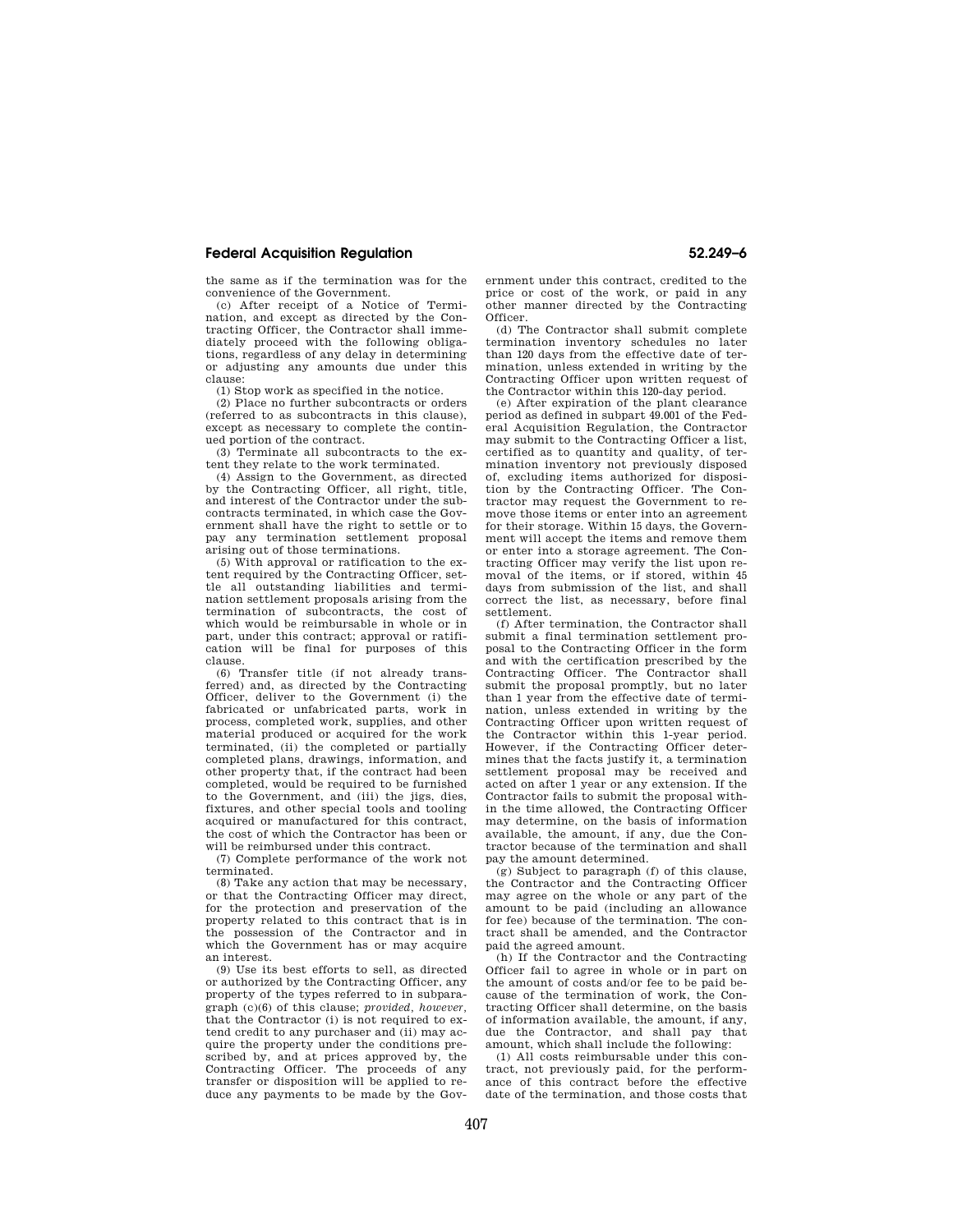the same as if the termination was for the convenience of the Government.

(c) After receipt of a Notice of Termination, and except as directed by the Contracting Officer, the Contractor shall immediately proceed with the following obligations, regardless of any delay in determining or adjusting any amounts due under this clause:

(1) Stop work as specified in the notice.

(2) Place no further subcontracts or orders (referred to as subcontracts in this clause), except as necessary to complete the continued portion of the contract.

(3) Terminate all subcontracts to the extent they relate to the work terminated.

(4) Assign to the Government, as directed by the Contracting Officer, all right, title, and interest of the Contractor under the subcontracts terminated, in which case the Government shall have the right to settle or to pay any termination settlement proposal arising out of those terminations.

(5) With approval or ratification to the extent required by the Contracting Officer, settle all outstanding liabilities and termination settlement proposals arising from the termination of subcontracts, the cost of which would be reimbursable in whole or in part, under this contract; approval or ratification will be final for purposes of this clause.

(6) Transfer title (if not already transferred) and, as directed by the Contracting Officer, deliver to the Government (i) the fabricated or unfabricated parts, work in process, completed work, supplies, and other material produced or acquired for the work terminated, (ii) the completed or partially completed plans, drawings, information, and other property that, if the contract had been completed, would be required to be furnished to the Government, and (iii) the jigs, dies, fixtures, and other special tools and tooling acquired or manufactured for this contract, the cost of which the Contractor has been or will be reimbursed under this contract.

(7) Complete performance of the work not terminated.

(8) Take any action that may be necessary, or that the Contracting Officer may direct, for the protection and preservation of the property related to this contract that is in the possession of the Contractor and in which the Government has or may acquire an interest.

(9) Use its best efforts to sell, as directed or authorized by the Contracting Officer, any property of the types referred to in subparagraph (c)(6) of this clause; *provided, however*, that the Contractor (i) is not required to extend credit to any purchaser and (ii) may acquire the property under the conditions prescribed by, and at prices approved by, the Contracting Officer. The proceeds of any transfer or disposition will be applied to reduce any payments to be made by the Government under this contract, credited to the price or cost of the work, or paid in any other manner directed by the Contracting Officer.

(d) The Contractor shall submit complete termination inventory schedules no later than 120 days from the effective date of termination, unless extended in writing by the Contracting Officer upon written request of the Contractor within this 120-day period.

(e) After expiration of the plant clearance period as defined in subpart 49.001 of the Federal Acquisition Regulation, the Contractor may submit to the Contracting Officer a list, certified as to quantity and quality, of termination inventory not previously disposed of, excluding items authorized for disposition by the Contracting Officer. The Contractor may request the Government to remove those items or enter into an agreement for their storage. Within 15 days, the Government will accept the items and remove them or enter into a storage agreement. The Contracting Officer may verify the list upon removal of the items, or if stored, within 45 days from submission of the list, and shall correct the list, as necessary, before final settlement.

(f) After termination, the Contractor shall submit a final termination settlement proposal to the Contracting Officer in the form and with the certification prescribed by the Contracting Officer. The Contractor shall submit the proposal promptly, but no later than 1 year from the effective date of termination, unless extended in writing by the Contracting Officer upon written request of the Contractor within this 1-year period. However, if the Contracting Officer determines that the facts justify it, a termination settlement proposal may be received and acted on after 1 year or any extension. If the Contractor fails to submit the proposal within the time allowed, the Contracting Officer may determine, on the basis of information available, the amount, if any, due the Contractor because of the termination and shall pay the amount determined.

(g) Subject to paragraph (f) of this clause, the Contractor and the Contracting Officer may agree on the whole or any part of the amount to be paid (including an allowance for fee) because of the termination. The contract shall be amended, and the Contractor paid the agreed amount.

(h) If the Contractor and the Contracting Officer fail to agree in whole or in part on the amount of costs and/or fee to be paid because of the termination of work, the Contracting Officer shall determine, on the basis of information available, the amount, if any, due the Contractor, and shall pay that amount, which shall include the following:

(1) All costs reimbursable under this contract, not previously paid, for the performance of this contract before the effective date of the termination, and those costs that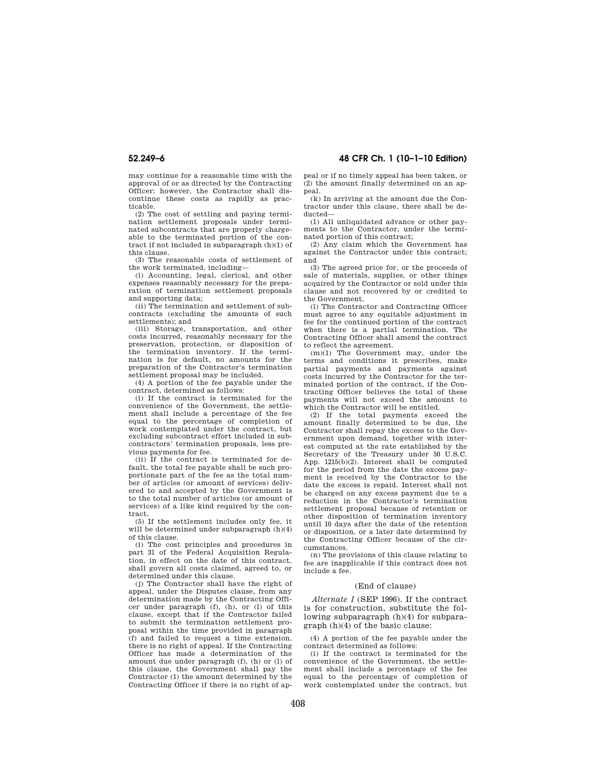may continue for a reasonable time with the approval of or as directed by the Contracting Officer; however, the Contractor shall discontinue these costs as rapidly as practicable.

(2) The cost of settling and paying termination settlement proposals under terminated subcontracts that are properly chargeable to the terminated portion of the contract if not included in subparagraph (h)(1) of this clause.

(3) The reasonable costs of settlement of the work terminated, including—

(i) Accounting, legal, clerical, and other expenses reasonably necessary for the preparation of termination settlement proposals and supporting data;

(ii) The termination and settlement of subcontracts (excluding the amounts of such settlements); and

(iii) Storage, transportation, and other costs incurred, reasonably necessary for the preservation, protection, or disposition of the termination inventory. If the termination is for default, no amounts for the preparation of the Contractor's termination settlement proposal may be included.

(4) A portion of the fee payable under the contract, determined as follows:

(i) If the contract is terminated for the convenience of the Government, the settlement shall include a percentage of the fee equal to the percentage of completion of work contemplated under the contract, but excluding subcontract effort included in subcontractors' termination proposals, less previous payments for fee.

(ii) If the contract is terminated for default, the total fee payable shall be such proportionate part of the fee as the total number of articles (or amount of services) delivered to and accepted by the Government is to the total number of articles (or amount of services) of a like kind required by the contract.

(5) If the settlement includes only fee, it will be determined under subparagraph (h)(4) of this clause.

(i) The cost principles and procedures in part 31 of the Federal Acquisition Regulation, in effect on the date of this contract, shall govern all costs claimed, agreed to, or determined under this clause.

(j) The Contractor shall have the right of appeal, under the Disputes clause, from any determination made by the Contracting Officer under paragraph (f), (h), or (l) of this clause, except that if the Contractor failed to submit the termination settlement proposal within the time provided in paragraph (f) and failed to request a time extension, there is no right of appeal. If the Contracting Officer has made a determination of the amount due under paragraph (f), (h) or (l) of this clause, the Government shall pay the Contractor (1) the amount determined by the Contracting Officer if there is no right of appeal or if no timely appeal has been taken, or (2) the amount finally determined on an appeal.

(k) In arriving at the amount due the Contractor under this clause, there shall be deducted—

(1) All unliquidated advance or other payments to the Contractor, under the terminated portion of this contract;

(2) Any claim which the Government has against the Contractor under this contract; and

(3) The agreed price for, or the proceeds of sale of materials, supplies, or other things acquired by the Contractor or sold under this clause and not recovered by or credited to the Government.

(l) The Contractor and Contracting Officer must agree to any equitable adjustment in fee for the continued portion of the contract when there is a partial termination. The Contracting Officer shall amend the contract to reflect the agreement.

(m)(1) The Government may, under the terms and conditions it prescribes, make partial payments and payments against costs incurred by the Contractor for the terminated portion of the contract, if the Contracting Officer believes the total of these payments will not exceed the amount to which the Contractor will be entitled.

(2) If the total payments exceed the amount finally determined to be due, the Contractor shall repay the excess to the Government upon demand, together with interest computed at the rate established by the Secretary of the Treasury under 50 U.S.C. App. 1215(b)(2). Interest shall be computed for the period from the date the excess payment is received by the Contractor to the date the excess is repaid. Interest shall not be charged on any excess payment due to a reduction in the Contractor's termination settlement proposal because of retention or other disposition of termination inventory until 10 days after the date of the retention or disposition, or a later date determined by the Contracting Officer because of the circumstances.

(n) The provisions of this clause relating to fee are inapplicable if this contract does not include a fee.

(End of clause)

*Alternate I* (SEP 1996). If the contract is for construction, substitute the following subparagraph (h)(4) for subparagraph (h)(4) of the basic clause:

(4) A portion of the fee payable under the contract determined as follows:

(i) If the contract is terminated for the convenience of the Government, the settlement shall include a percentage of the fee equal to the percentage of completion of work contemplated under the contract, but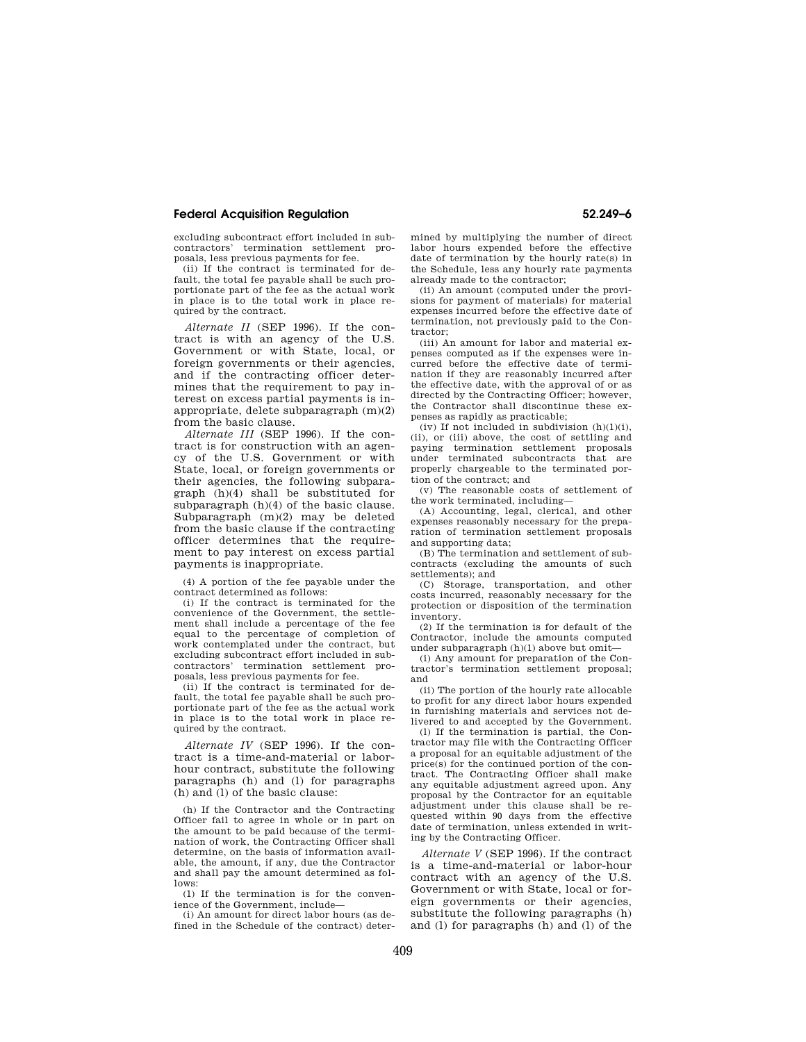excluding subcontract effort included in subcontractors' termination settlement proposals, less previous payments for fee.

(ii) If the contract is terminated for default, the total fee payable shall be such proportionate part of the fee as the actual work in place is to the total work in place required by the contract.

*Alternate II* (SEP 1996). If the contract is with an agency of the U.S. Government or with State, local, or foreign governments or their agencies, and if the contracting officer determines that the requirement to pay interest on excess partial payments is inappropriate, delete subparagraph (m)(2) from the basic clause.

*Alternate III* (SEP 1996). If the contract is for construction with an agency of the U.S. Government or with State, local, or foreign governments or their agencies, the following subparagraph (h)(4) shall be substituted for subparagraph (h)(4) of the basic clause. Subparagraph (m)(2) may be deleted from the basic clause if the contracting officer determines that the requirement to pay interest on excess partial payments is inappropriate.

(4) A portion of the fee payable under the contract determined as follows:

(i) If the contract is terminated for the convenience of the Government, the settlement shall include a percentage of the fee equal to the percentage of completion of work contemplated under the contract, but excluding subcontract effort included in subcontractors' termination settlement proposals, less previous payments for fee.

(ii) If the contract is terminated for default, the total fee payable shall be such proportionate part of the fee as the actual work in place is to the total work in place required by the contract.

*Alternate IV* (SEP 1996). If the contract is a time-and-material or labor-hour contract, substitute the following paragraphs (h) and (l) for paragraphs (h) and (l) of the basic clause:

(h) If the Contractor and the Contracting Officer fail to agree in whole or in part on the amount to be paid because of the termination of work, the Contracting Officer shall determine, on the basis of information available, the amount, if any, due the Contractor and shall pay the amount determined as follows:

(1) If the termination is for the convenience of the Government, include—

(i) An amount for direct labor hours (as defined in the Schedule of the contract) determined by multiplying the number of direct labor hours expended before the effective date of termination by the hourly rate(s) in the Schedule, less any hourly rate payments already made to the contractor;

(ii) An amount (computed under the provisions for payment of materials) for material expenses incurred before the effective date of termination, not previously paid to the Contractor;

(iii) An amount for labor and material expenses computed as if the expenses were incurred before the effective date of termination if they are reasonably incurred after the effective date, with the approval of or as directed by the Contracting Officer; however, the Contractor shall discontinue these expenses as rapidly as practicable;

(iv) If not included in subdivision (h)(1)(i), (ii), or (iii) above, the cost of settling and paying termination settlement proposals under terminated subcontracts that are properly chargeable to the terminated portion of the contract; and

(v) The reasonable costs of settlement of the work terminated, including—

(A) Accounting, legal, clerical, and other expenses reasonably necessary for the preparation of termination settlement proposals and supporting data;

(B) The termination and settlement of subcontracts (excluding the amounts of such settlements); and

(C) Storage, transportation, and other costs incurred, reasonably necessary for the protection or disposition of the termination inventory.

(2) If the termination is for default of the Contractor, include the amounts computed under subparagraph (h)(1) above but omit—

(i) Any amount for preparation of the Contractor's termination settlement proposal; and

(ii) The portion of the hourly rate allocable to profit for any direct labor hours expended in furnishing materials and services not delivered to and accepted by the Government.

(l) If the termination is partial, the Contractor may file with the Contracting Officer a proposal for an equitable adjustment of the price(s) for the continued portion of the contract. The Contracting Officer shall make any equitable adjustment agreed upon. Any proposal by the Contractor for an equitable adjustment under this clause shall be requested within 90 days from the effective date of termination, unless extended in writing by the Contracting Officer.

*Alternate V* (SEP 1996). If the contract is a time-and-material or labor-hour contract with an agency of the U.S. Government or with State, local or foreign governments or their agencies, substitute the following paragraphs (h) and (l) for paragraphs (h) and (l) of the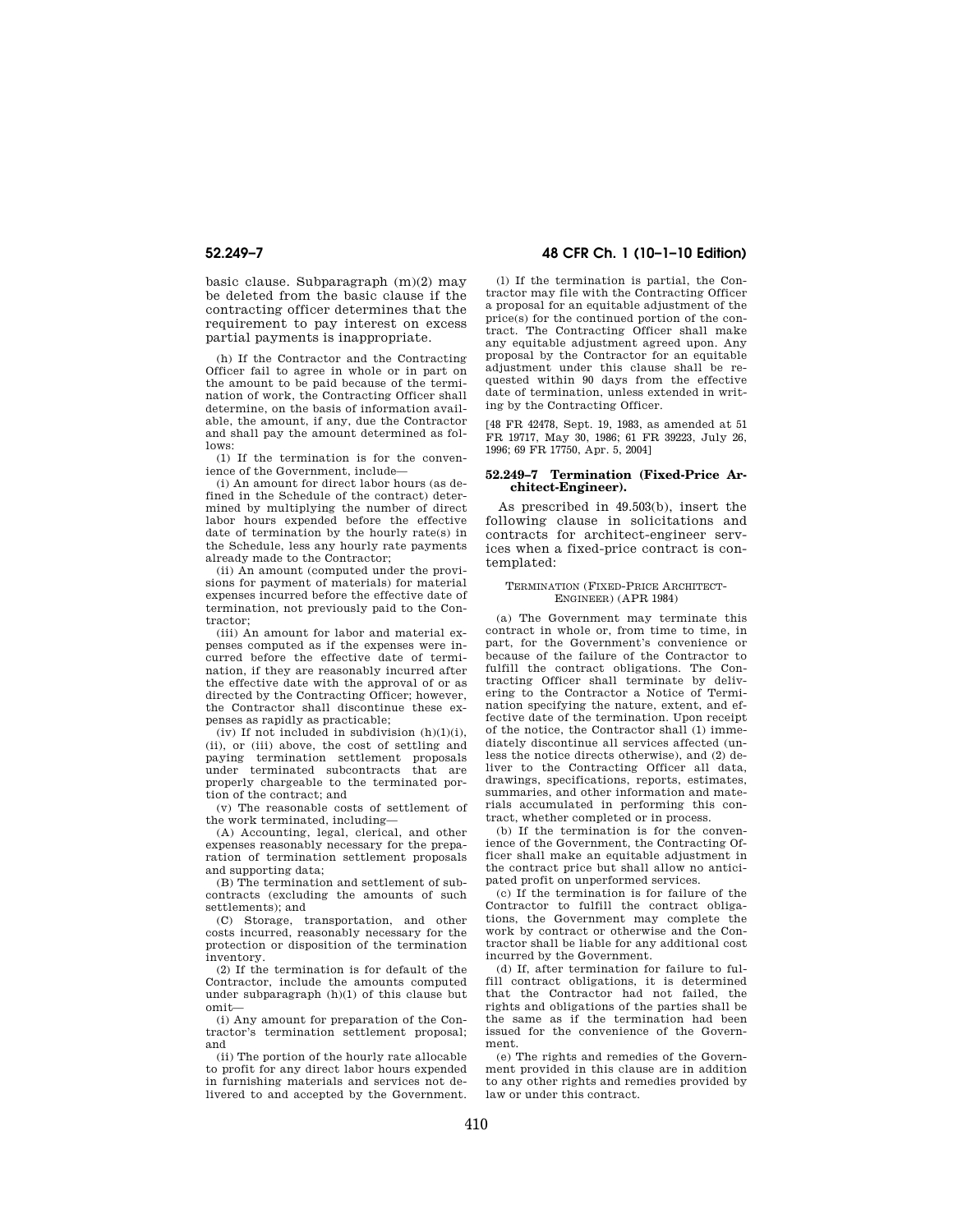basic clause. Subparagraph (m)(2) may be deleted from the basic clause if the contracting officer determines that the requirement to pay interest on excess partial payments is inappropriate.

(h) If the Contractor and the Contracting Officer fail to agree in whole or in part on the amount to be paid because of the termination of work, the Contracting Officer shall determine, on the basis of information available, the amount, if any, due the Contractor and shall pay the amount determined as follows:

(1) If the termination is for the convenience of the Government, include—

(i) An amount for direct labor hours (as defined in the Schedule of the contract) determined by multiplying the number of direct labor hours expended before the effective date of termination by the hourly rate(s) in the Schedule, less any hourly rate payments already made to the Contractor;

(ii) An amount (computed under the provisions for payment of materials) for material expenses incurred before the effective date of termination, not previously paid to the Contractor;

(iii) An amount for labor and material expenses computed as if the expenses were incurred before the effective date of termination, if they are reasonably incurred after the effective date with the approval of or as directed by the Contracting Officer; however, the Contractor shall discontinue these expenses as rapidly as practicable;

(iv) If not included in subdivision (h)(1)(i), (ii), or (iii) above, the cost of settling and paying termination settlement proposals under terminated subcontracts that are properly chargeable to the terminated portion of the contract; and

(v) The reasonable costs of settlement of the work terminated, including—

(A) Accounting, legal, clerical, and other expenses reasonably necessary for the preparation of termination settlement proposals and supporting data;

(B) The termination and settlement of subcontracts (excluding the amounts of such settlements); and

(C) Storage, transportation, and other costs incurred, reasonably necessary for the protection or disposition of the termination inventory.

(2) If the termination is for default of the Contractor, include the amounts computed under subparagraph (h)(1) of this clause but omit—

(i) Any amount for preparation of the Contractor's termination settlement proposal; and

(ii) The portion of the hourly rate allocable to profit for any direct labor hours expended in furnishing materials and services not delivered to and accepted by the Government.

(l) If the termination is partial, the Contractor may file with the Contracting Officer a proposal for an equitable adjustment of the price(s) for the continued portion of the contract. The Contracting Officer shall make any equitable adjustment agreed upon. Any proposal by the Contractor for an equitable adjustment under this clause shall be requested within 90 days from the effective date of termination, unless extended in writing by the Contracting Officer.

[48 FR 42478, Sept. 19, 1983, as amended at 51 FR 19717, May 30, 1986; 61 FR 39223, July 26, 1996; 69 FR 17750, Apr. 5, 2004]

## 52.249–7 Termination (Fixed-Price Architect-Engineer).

As prescribed in 49.503(b), insert the following clause in solicitations and contracts for architect-engineer services when a fixed-price contract is contemplated:

TERMINATION (FIXED-PRICE ARCHITECT-ENGINEER) (APR 1984)

(a) The Government may terminate this contract in whole or, from time to time, in part, for the Government's convenience or because of the failure of the Contractor to fulfill the contract obligations. The Contracting Officer shall terminate by delivering to the Contractor a Notice of Termination specifying the nature, extent, and effective date of the termination. Upon receipt of the notice, the Contractor shall (1) immediately discontinue all services affected (unless the notice directs otherwise), and (2) deliver to the Contracting Officer all data, drawings, specifications, reports, estimates, summaries, and other information and materials accumulated in performing this contract, whether completed or in process.

(b) If the termination is for the convenience of the Government, the Contracting Officer shall make an equitable adjustment in the contract price but shall allow no anticipated profit on unperformed services.

(c) If the termination is for failure of the Contractor to fulfill the contract obligations, the Government may complete the work by contract or otherwise and the Contractor shall be liable for any additional cost incurred by the Government.

(d) If, after termination for failure to fulfill contract obligations, it is determined that the Contractor had not failed, the rights and obligations of the parties shall be the same as if the termination had been issued for the convenience of the Government.

(e) The rights and remedies of the Government provided in this clause are in addition to any other rights and remedies provided by law or under this contract.